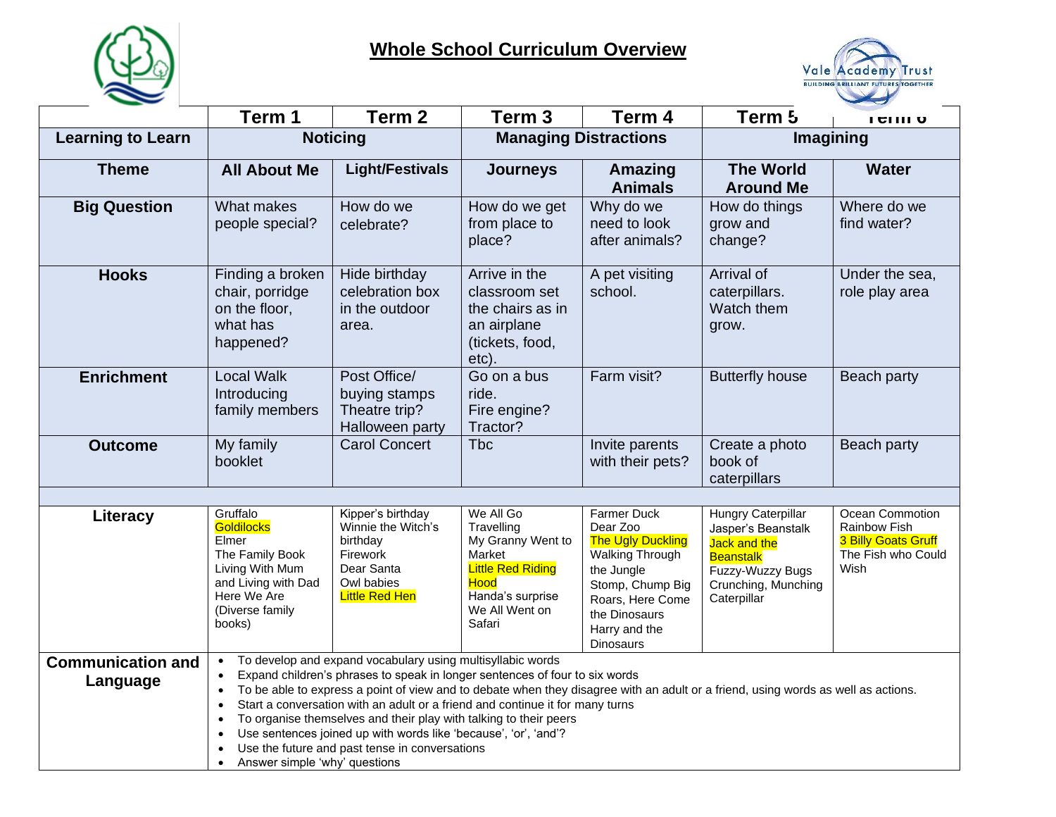# Whole School Curriculum Overview

Vale Academy Trust
BUILDING BRILLIANT FUTURES TOGETHER

| | Term 1 | Term 2 | Term 3 | Term 4 | Term 5 | Term 6 |
|---|---|---|---|---|---|---|
| **Learning to Learn** | **Noticing** | | **Managing Distractions** | | **Imagining** | |
| **Theme** | **All About Me** | **Light/Festivals** | **Journeys** | **Amazing Animals** | **The World Around Me** | **Water** |
| **Big Question** | What makes people special? | How do we celebrate? | How do we get from place to place? | Why do we need to look after animals? | How do things grow and change? | Where do we find water? |
| **Hooks** | Finding a broken chair, porridge on the floor, what has happened? | Hide birthday celebration box in the outdoor area. | Arrive in the classroom set the chairs as in an airplane (tickets, food, etc). | A pet visiting school. | Arrival of caterpillars. Watch them grow. | Under the sea, role play area |
| **Enrichment** | Local Walk<br>Introducing family members | Post Office/ buying stamps<br>Theatre trip?<br>Halloween party | Go on a bus ride.<br>Fire engine?<br>Tractor? | Farm visit? | Butterfly house | Beach party |
| **Outcome** | My family booklet | Carol Concert | Tbc | Invite parents with their pets? | Create a photo book of caterpillars | Beach party |
| | | | | | | |
| **Literacy** | Gruffalo<br>Goldilocks<br>Elmer<br>The Family Book<br>Living With Mum and Living with Dad<br>Here We Are<br>(Diverse family books) | Kipper's birthday<br>Winnie the Witch's birthday<br>Firework<br>Dear Santa<br>Owl babies<br>Little Red Hen | We All Go Travelling<br>My Granny Went to Market<br>Little Red Riding Hood<br>Handa's surprise<br>We All Went on Safari | Farmer Duck<br>Dear Zoo<br>The Ugly Duckling<br>Walking Through the Jungle<br>Stomp, Chump Big Roars, Here Come the Dinosaurs<br>Harry and the Dinosaurs | Hungry Caterpillar<br>Jasper's Beanstalk<br>Jack and the Beanstalk<br>Fuzzy-Wuzzy Bugs<br>Crunching, Munching Caterpillar | Ocean Commotion<br>Rainbow Fish<br>3 Billy Goats Gruff<br>The Fish who Could Wish |
| **Communication and Language** | • To develop and expand vocabulary using multisyllabic words<br>• Expand children's phrases to speak in longer sentences of four to six words<br>• To be able to express a point of view and to debate when they disagree with an adult or a friend, using words as well as actions.<br>• Start a conversation with an adult or a friend and continue it for many turns<br>• To organise themselves and their play with talking to their peers<br>• Use sentences joined up with words like 'because', 'or', 'and'?<br>• Use the future and past tense in conversations<br>• Answer simple 'why' questions | | | | | |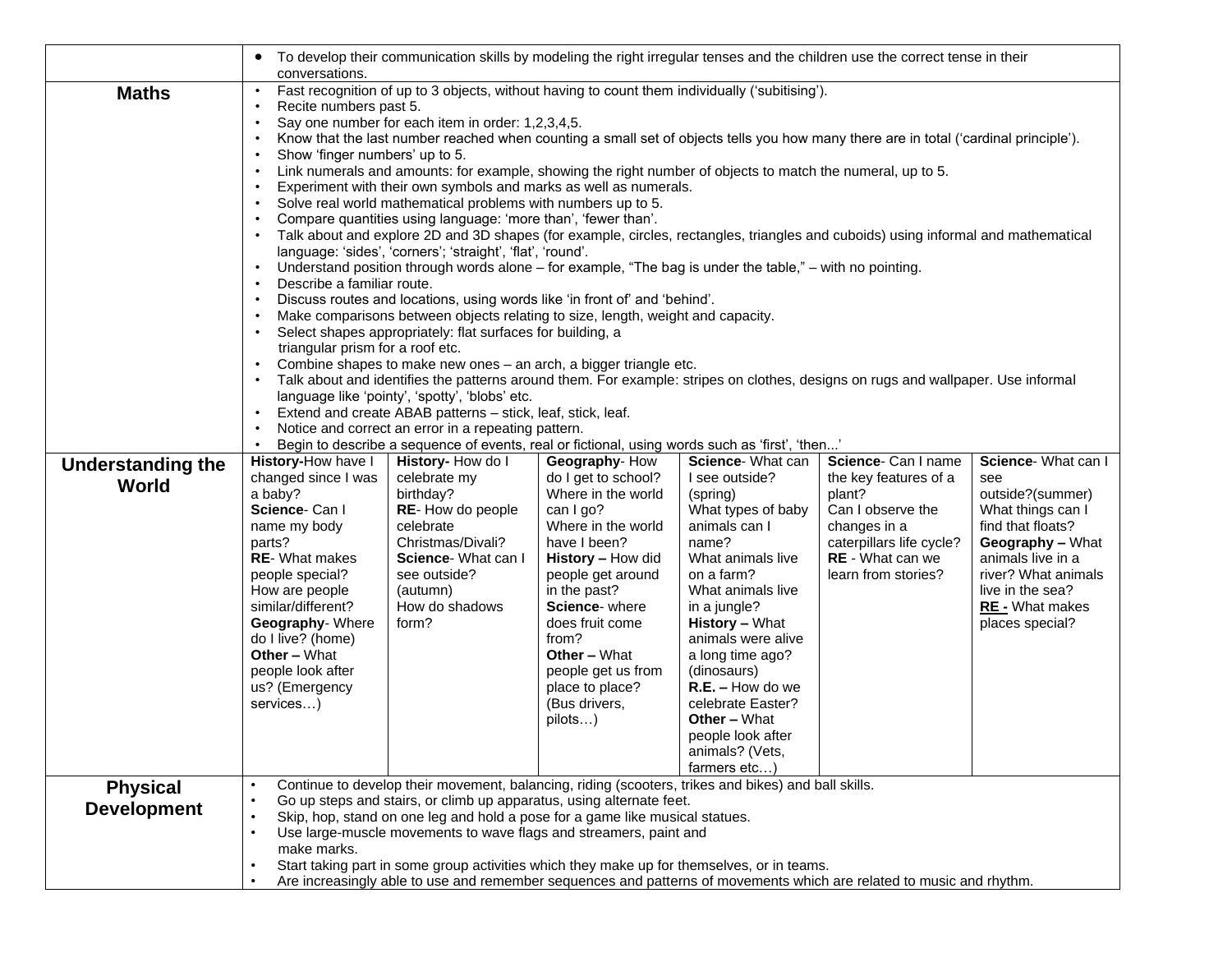| | | | | | | |
|---|---|---|---|---|---|---|
| | • To develop their communication skills by modeling the right irregular tenses and the children use the correct tense in their conversations. | | | | | |
| **Maths** | • Fast recognition of up to 3 objects, without having to count them individually ('subitising').<br>• Recite numbers past 5.<br>• Say one number for each item in order: 1,2,3,4,5.<br>• Know that the last number reached when counting a small set of objects tells you how many there are in total ('cardinal principle').<br>• Show 'finger numbers' up to 5.<br>• Link numerals and amounts: for example, showing the right number of objects to match the numeral, up to 5.<br>• Experiment with their own symbols and marks as well as numerals.<br>• Solve real world mathematical problems with numbers up to 5.<br>• Compare quantities using language: 'more than', 'fewer than'.<br>• Talk about and explore 2D and 3D shapes (for example, circles, rectangles, triangles and cuboids) using informal and mathematical language: 'sides', 'corners'; 'straight', 'flat', 'round'.<br>• Understand position through words alone – for example, "The bag is under the table," – with no pointing.<br>• Describe a familiar route.<br>• Discuss routes and locations, using words like 'in front of' and 'behind'.<br>• Make comparisons between objects relating to size, length, weight and capacity.<br>• Select shapes appropriately: flat surfaces for building, a triangular prism for a roof etc.<br>• Combine shapes to make new ones – an arch, a bigger triangle etc.<br>• Talk about and identifies the patterns around them. For example: stripes on clothes, designs on rugs and wallpaper. Use informal language like 'pointy', 'spotty', 'blobs' etc.<br>• Extend and create ABAB patterns – stick, leaf, stick, leaf.<br>• Notice and correct an error in a repeating pattern.<br>• Begin to describe a sequence of events, real or fictional, using words such as 'first', 'then...' | | | | | |
| **Understanding the World** | **History-**How have I changed since I was a baby?<br>**Science**- Can I name my body parts?<br>**RE**- What makes people special? How are people similar/different?<br>**Geography**- Where do I live? (home)<br>**Other –** What people look after us? (Emergency services…) | **History-** How do I celebrate my birthday?<br>**RE**- How do people celebrate Christmas/Divali?<br>**Science**- What can I see outside? (autumn)<br>How do shadows form? | **Geography**- How do I get to school? Where in the world can I go? Where in the world have I been?<br>**History –** How did people get around in the past?<br>**Science**- where does fruit come from?<br>**Other –** What people get us from place to place? (Bus drivers, pilots…) | **Science**- What can I see outside? (spring)<br>What types of baby animals can I name?<br>What animals live on a farm?<br>What animals live in a jungle?<br>**History –** What animals were alive a long time ago? (dinosaurs)<br>**R.E. –** How do we celebrate Easter?<br>**Other –** What people look after animals? (Vets, farmers etc…) | **Science**- Can I name the key features of a plant?<br>Can I observe the changes in a caterpillars life cycle?<br>**RE** - What can we learn from stories? | **Science**- What can I see outside?(summer)<br>What things can I find that floats?<br>**Geography –** What animals live in a river? What animals live in the sea?<br>**RE -** What makes places special? |
| **Physical Development** | • Continue to develop their movement, balancing, riding (scooters, trikes and bikes) and ball skills.<br>• Go up steps and stairs, or climb up apparatus, using alternate feet.<br>• Skip, hop, stand on one leg and hold a pose for a game like musical statues.<br>• Use large-muscle movements to wave flags and streamers, paint and make marks.<br>• Start taking part in some group activities which they make up for themselves, or in teams.<br>• Are increasingly able to use and remember sequences and patterns of movements which are related to music and rhythm. | | | | | |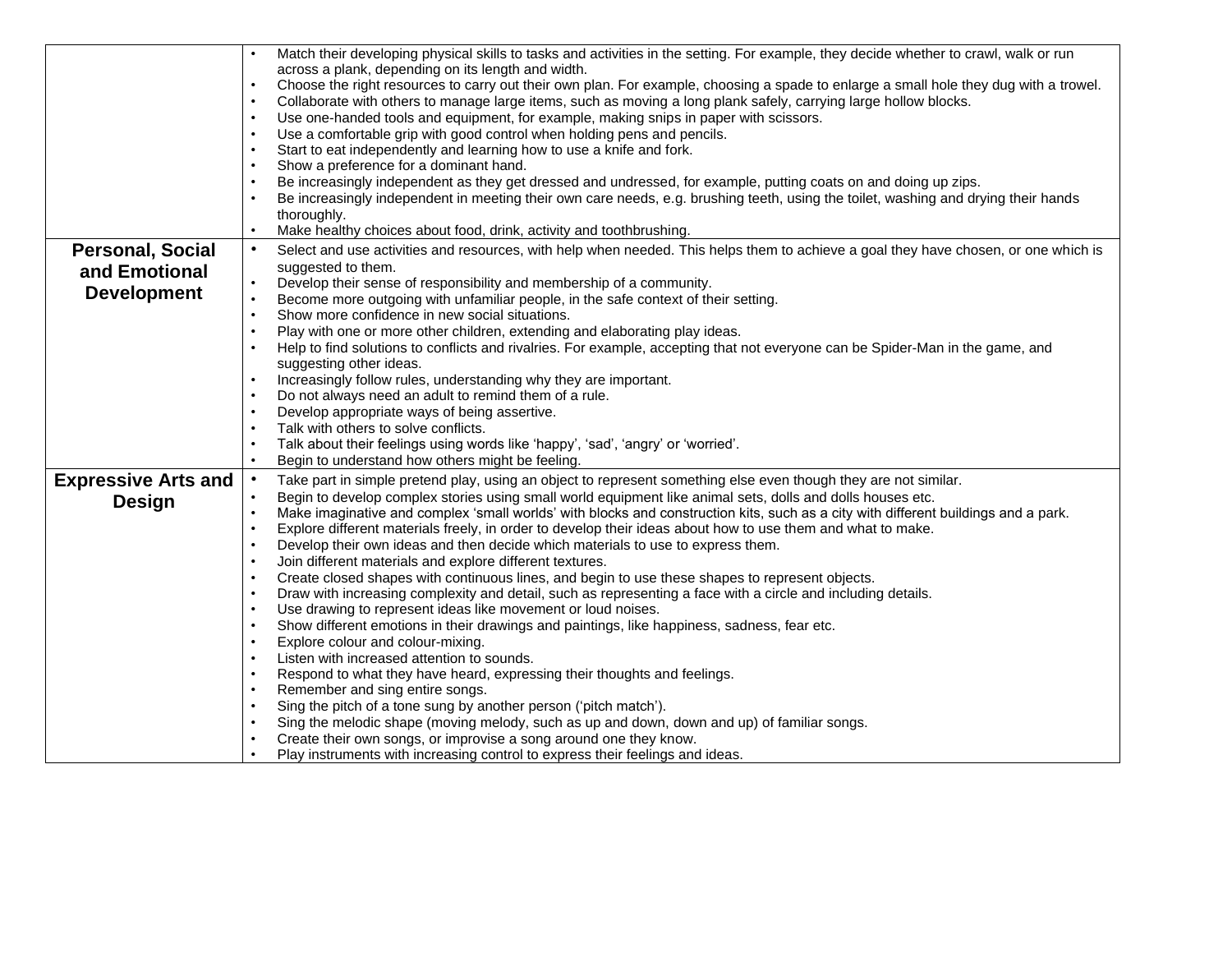| | |
|---|---|
| | • Match their developing physical skills to tasks and activities in the setting. For example, they decide whether to crawl, walk or run across a plank, depending on its length and width.<br>• Choose the right resources to carry out their own plan. For example, choosing a spade to enlarge a small hole they dug with a trowel.<br>• Collaborate with others to manage large items, such as moving a long plank safely, carrying large hollow blocks.<br>• Use one-handed tools and equipment, for example, making snips in paper with scissors.<br>• Use a comfortable grip with good control when holding pens and pencils.<br>• Start to eat independently and learning how to use a knife and fork.<br>• Show a preference for a dominant hand.<br>• Be increasingly independent as they get dressed and undressed, for example, putting coats on and doing up zips.<br>• Be increasingly independent in meeting their own care needs, e.g. brushing teeth, using the toilet, washing and drying their hands thoroughly.<br>• Make healthy choices about food, drink, activity and toothbrushing. |
| **Personal, Social and Emotional Development** | • Select and use activities and resources, with help when needed. This helps them to achieve a goal they have chosen, or one which is suggested to them.<br>• Develop their sense of responsibility and membership of a community.<br>• Become more outgoing with unfamiliar people, in the safe context of their setting.<br>• Show more confidence in new social situations.<br>• Play with one or more other children, extending and elaborating play ideas.<br>• Help to find solutions to conflicts and rivalries. For example, accepting that not everyone can be Spider-Man in the game, and suggesting other ideas.<br>• Increasingly follow rules, understanding why they are important.<br>• Do not always need an adult to remind them of a rule.<br>• Develop appropriate ways of being assertive.<br>• Talk with others to solve conflicts.<br>• Talk about their feelings using words like 'happy', 'sad', 'angry' or 'worried'.<br>• Begin to understand how others might be feeling. |
| **Expressive Arts and Design** | • Take part in simple pretend play, using an object to represent something else even though they are not similar.<br>• Begin to develop complex stories using small world equipment like animal sets, dolls and dolls houses etc.<br>• Make imaginative and complex 'small worlds' with blocks and construction kits, such as a city with different buildings and a park.<br>• Explore different materials freely, in order to develop their ideas about how to use them and what to make.<br>• Develop their own ideas and then decide which materials to use to express them.<br>• Join different materials and explore different textures.<br>• Create closed shapes with continuous lines, and begin to use these shapes to represent objects.<br>• Draw with increasing complexity and detail, such as representing a face with a circle and including details.<br>• Use drawing to represent ideas like movement or loud noises.<br>• Show different emotions in their drawings and paintings, like happiness, sadness, fear etc.<br>• Explore colour and colour-mixing.<br>• Listen with increased attention to sounds.<br>• Respond to what they have heard, expressing their thoughts and feelings.<br>• Remember and sing entire songs.<br>• Sing the pitch of a tone sung by another person ('pitch match').<br>• Sing the melodic shape (moving melody, such as up and down, down and up) of familiar songs.<br>• Create their own songs, or improvise a song around one they know.<br>• Play instruments with increasing control to express their feelings and ideas. |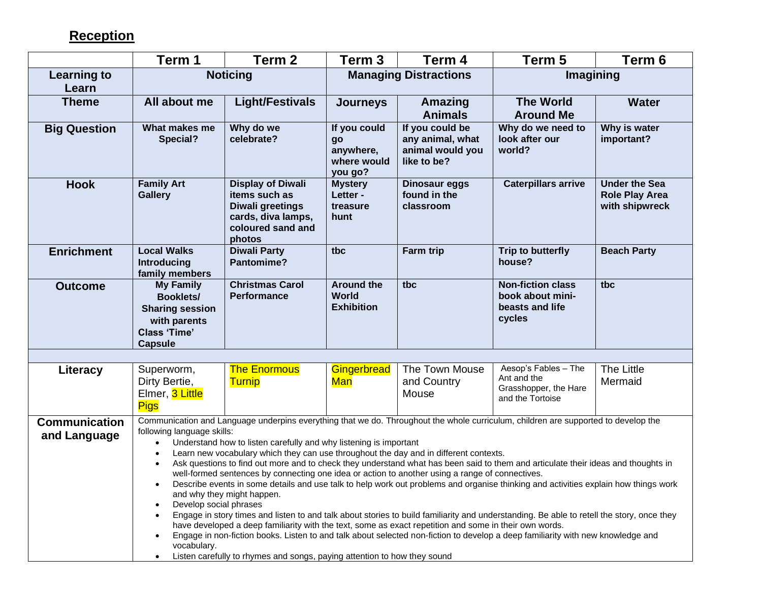## Reception

| | Term 1 | Term 2 | Term 3 | Term 4 | Term 5 | Term 6 |
|---|---|---|---|---|---|---|
| **Learning to Learn** | **Noticing** | | **Managing Distractions** | | **Imagining** | |
| **Theme** | **All about me** | **Light/Festivals** | **Journeys** | **Amazing Animals** | **The World Around Me** | **Water** |
| **Big Question** | **What makes me Special?** | **Why do we celebrate?** | **If you could go anywhere, where would you go?** | **If you could be any animal, what animal would you like to be?** | **Why do we need to look after our world?** | **Why is water important?** |
| **Hook** | **Family Art Gallery** | **Display of Diwali items such as Diwali greetings cards, diva lamps, coloured sand and photos** | **Mystery Letter - treasure hunt** | **Dinosaur eggs found in the classroom** | **Caterpillars arrive** | **Under the Sea Role Play Area with shipwreck** |
| **Enrichment** | **Local Walks Introducing family members** | **Diwali Party Pantomime?** | **tbc** | **Farm trip** | **Trip to butterfly house?** | **Beach Party** |
| **Outcome** | **My Family Booklets/ Sharing session with parents Class 'Time' Capsule** | **Christmas Carol Performance** | **Around the World Exhibition** | **tbc** | **Non-fiction class book about mini-beasts and life cycles** | **tbc** |
| | | | | | | |
| **Literacy** | Superworm, Dirty Bertie, Elmer, 3 Little Pigs | The Enormous Turnip | Gingerbread Man | The Town Mouse and Country Mouse | Aesop's Fables – The Ant and the Grasshopper, the Hare and the Tortoise | The Little Mermaid |
| **Communication and Language** | Communication and Language underpins everything that we do. Throughout the whole curriculum, children are supported to develop the following language skills:<br>• Understand how to listen carefully and why listening is important<br>• Learn new vocabulary which they can use throughout the day and in different contexts.<br>• Ask questions to find out more and to check they understand what has been said to them and articulate their ideas and thoughts in well-formed sentences by connecting one idea or action to another using a range of connectives.<br>• Describe events in some details and use talk to help work out problems and organise thinking and activities explain how things work and why they might happen.<br>• Develop social phrases<br>• Engage in story times and listen to and talk about stories to build familiarity and understanding. Be able to retell the story, once they have developed a deep familiarity with the text, some as exact repetition and some in their own words.<br>• Engage in non-fiction books. Listen to and talk about selected non-fiction to develop a deep familiarity with new knowledge and vocabulary.<br>• Listen carefully to rhymes and songs, paying attention to how they sound | | | | | |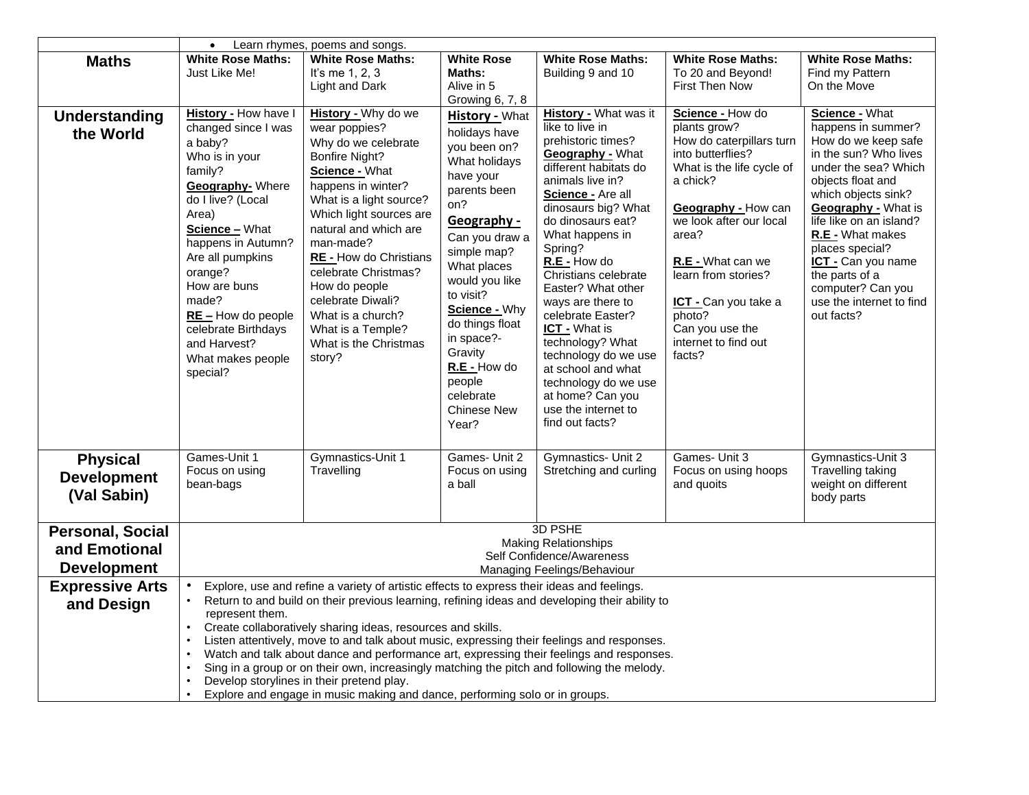| | | | | | | |
|---|---|---|---|---|---|---|
| | • Learn rhymes, poems and songs. | | | | | |
| **Maths** | **White Rose Maths:** Just Like Me! | **White Rose Maths:** It's me 1, 2, 3 Light and Dark | **White Rose Maths:** Alive in 5 Growing 6, 7, 8 | **White Rose Maths:** Building 9 and 10 | **White Rose Maths:** To 20 and Beyond! First Then Now | **White Rose Maths:** Find my Pattern On the Move |
| **Understanding the World** | **History -** How have I changed since I was a baby? Who is in your family? **Geography-** Where do I live? (Local Area) **Science –** What happens in Autumn? Are all pumpkins orange? How are buns made? **RE –** How do people celebrate Birthdays and Harvest? What makes people special? | **History -** Why do we wear poppies? Why do we celebrate Bonfire Night? **Science -** What happens in winter? What is a light source? Which light sources are natural and which are man-made? **RE -** How do Christians celebrate Christmas? How do people celebrate Diwali? What is a church? What is a Temple? What is the Christmas story? | **History -** What holidays have you been on? What holidays have your parents been on? **Geography -** Can you draw a simple map? What places would you like to visit? **Science -** Why do things float in space?- Gravity **R.E -** How do people celebrate Chinese New Year? | **History -** What was it like to live in prehistoric times? **Geography -** What different habitats do animals live in? **Science -** Are all dinosaurs big? What do dinosaurs eat? What happens in Spring? **R.E -** How do Christians celebrate Easter? What other ways are there to celebrate Easter? **ICT -** What is technology? What technology do we use at school and what technology do we use at home? Can you use the internet to find out facts? | **Science -** How do plants grow? How do caterpillars turn into butterflies? What is the life cycle of a chick? **Geography -** How can we look after our local area? **R.E -** What can we learn from stories? **ICT -** Can you take a photo? Can you use the internet to find out facts? | **Science -** What happens in summer? How do we keep safe in the sun? Who lives under the sea? Which objects float and which objects sink? **Geography -** What is life like on an island? **R.E -** What makes places special? **ICT -** Can you name the parts of a computer? Can you use the internet to find out facts? |
| **Physical Development (Val Sabin)** | Games-Unit 1 Focus on using bean-bags | Gymnastics-Unit 1 Travelling | Games- Unit 2 Focus on using a ball | Gymnastics- Unit 2 Stretching and curling | Games- Unit 3 Focus on using hoops and quoits | Gymnastics-Unit 3 Travelling taking weight on different body parts |
| **Personal, Social and Emotional Development** | 3D PSHE<br>Making Relationships<br>Self Confidence/Awareness<br>Managing Feelings/Behaviour | | | | | |
| **Expressive Arts and Design** | • Explore, use and refine a variety of artistic effects to express their ideas and feelings.<br>• Return to and build on their previous learning, refining ideas and developing their ability to represent them.<br>• Create collaboratively sharing ideas, resources and skills.<br>• Listen attentively, move to and talk about music, expressing their feelings and responses.<br>• Watch and talk about dance and performance art, expressing their feelings and responses.<br>• Sing in a group or on their own, increasingly matching the pitch and following the melody.<br>• Develop storylines in their pretend play.<br>• Explore and engage in music making and dance, performing solo or in groups. | | | | | |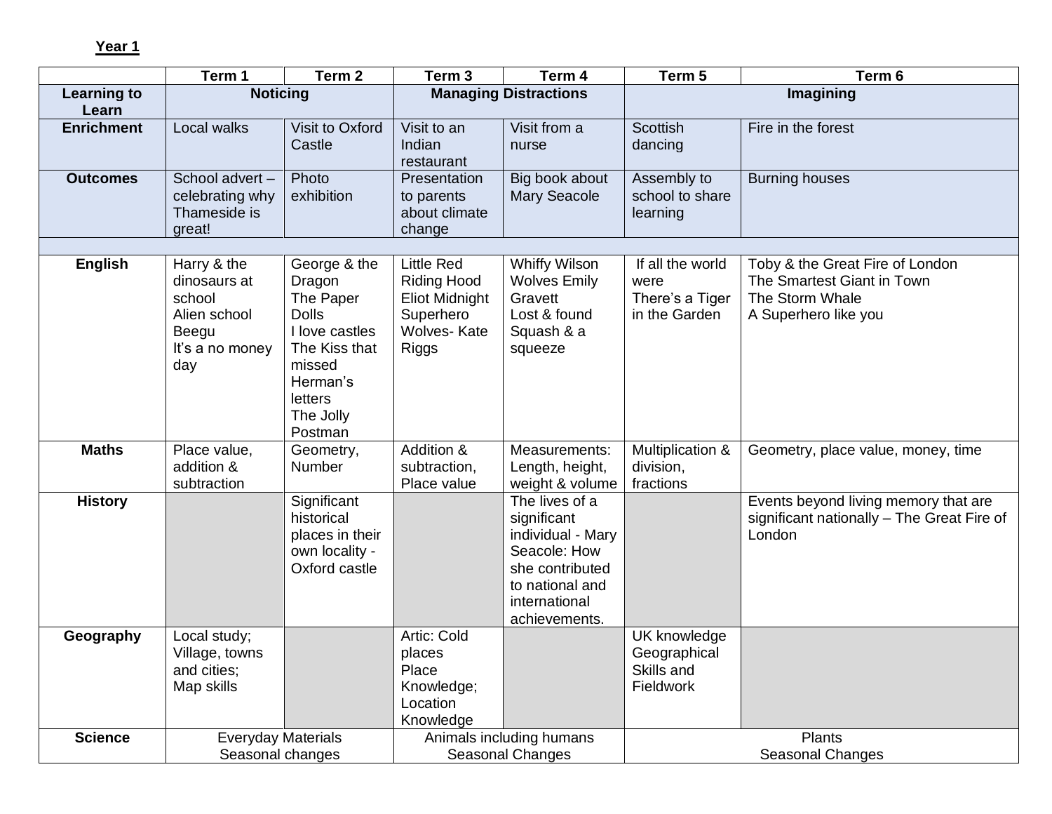**Year 1**

| | Term 1 | Term 2 | Term 3 | Term 4 | Term 5 | Term 6 |
|---|---|---|---|---|---|---|
| **Learning to Learn** | **Noticing** | | **Managing Distractions** | | **Imagining** | |
| **Enrichment** | Local walks | Visit to Oxford Castle | Visit to an Indian restaurant | Visit from a nurse | Scottish dancing | Fire in the forest |
| **Outcomes** | School advert – celebrating why Thameside is great! | Photo exhibition | Presentation to parents about climate change | Big book about Mary Seacole | Assembly to school to share learning | Burning houses |
| | | | | | | |
| **English** | Harry & the dinosaurs at school<br>Alien school<br>Beegu<br>It's a no money day | George & the Dragon<br>The Paper Dolls<br>I love castles<br>The Kiss that missed<br>Herman's letters<br>The Jolly Postman | Little Red Riding Hood<br>Eliot Midnight Superhero<br>Wolves- Kate Riggs | Whiffy Wilson<br>Wolves Emily Gravett<br>Lost & found<br>Squash & a squeeze | If all the world were<br>There's a Tiger in the Garden | Toby & the Great Fire of London<br>The Smartest Giant in Town<br>The Storm Whale<br>A Superhero like you |
| **Maths** | Place value, addition & subtraction | Geometry, Number | Addition & subtraction, Place value | Measurements: Length, height, weight & volume | Multiplication & division, fractions | Geometry, place value, money, time |
| **History** | | Significant historical places in their own locality - Oxford castle | | The lives of a significant individual - Mary Seacole: How she contributed to national and international achievements. | | Events beyond living memory that are significant nationally – The Great Fire of London |
| **Geography** | Local study; Village, towns and cities; Map skills | | Artic: Cold places<br>Place Knowledge; Location Knowledge | | UK knowledge<br>Geographical Skills and Fieldwork | |
| **Science** | Everyday Materials<br>Seasonal changes | | Animals including humans<br>Seasonal Changes | | Plants<br>Seasonal Changes | |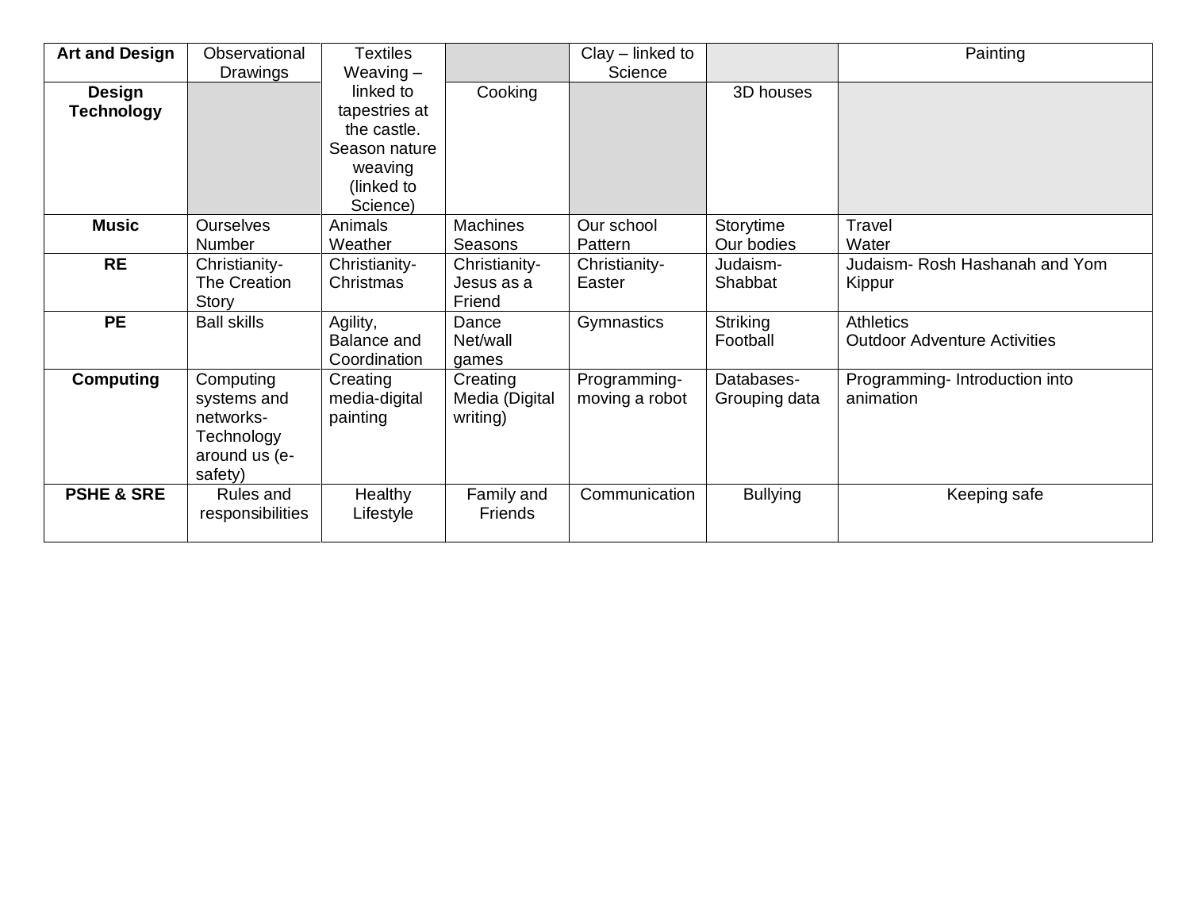| Art and Design | Observational Drawings | Textiles Weaving – linked to tapestries at the castle. Season nature weaving (linked to Science) | | Clay – linked to Science | | Painting |
|---|---|---|---|---|---|---|
| Design Technology | | | Cooking | | 3D houses | |
| Music | Ourselves<br>Number | Animals<br>Weather | Machines<br>Seasons | Our school<br>Pattern | Storytime<br>Our bodies | Travel<br>Water |
| RE | Christianity- The Creation Story | Christianity- Christmas | Christianity- Jesus as a Friend | Christianity- Easter | Judaism- Shabbat | Judaism- Rosh Hashanah and Yom Kippur |
| PE | Ball skills | Agility, Balance and Coordination | Dance<br>Net/wall games | Gymnastics | Striking<br>Football | Athletics<br>Outdoor Adventure Activities |
| Computing | Computing systems and networks- Technology around us (e-safety) | Creating media-digital painting | Creating Media (Digital writing) | Programming- moving a robot | Databases- Grouping data | Programming- Introduction into animation |
| PSHE & SRE | Rules and responsibilities | Healthy Lifestyle | Family and Friends | Communication | Bullying | Keeping safe |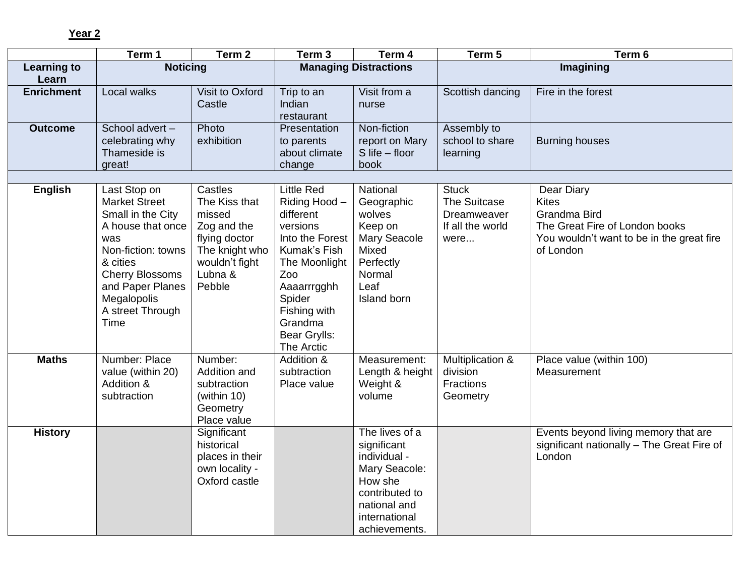**Year 2**

| | Term 1 | Term 2 | Term 3 | Term 4 | Term 5 | Term 6 |
|---|---|---|---|---|---|---|
| **Learning to Learn** | **Noticing** | | **Managing Distractions** | | **Imagining** | |
| **Enrichment** | Local walks | Visit to Oxford Castle | Trip to an Indian restaurant | Visit from a nurse | Scottish dancing | Fire in the forest |
| **Outcome** | School advert – celebrating why Thameside is great! | Photo exhibition | Presentation to parents about climate change | Non-fiction report on Mary S life – floor book | Assembly to school to share learning | Burning houses |
| | | | | | | |
| **English** | Last Stop on Market Street<br>Small in the City<br>A house that once was<br>Non-fiction: towns & cities<br>Cherry Blossoms and Paper Planes<br>Megalopolis<br>A street Through Time | Castles<br>The Kiss that missed<br>Zog and the flying doctor<br>The knight who wouldn't fight<br>Lubna & Pebble | Little Red Riding Hood – different versions<br>Into the Forest<br>Kumak's Fish<br>The Moonlight Zoo<br>Aaaarrrgghh Spider<br>Fishing with Grandma<br>Bear Grylls: The Arctic | National Geographic wolves<br>Keep on<br>Mary Seacole<br>Mixed<br>Perfectly Normal<br>Leaf<br>Island born | Stuck<br>The Suitcase<br>Dreamweaver<br>If all the world were... | Dear Diary<br>Kites<br>Grandma Bird<br>The Great Fire of London books<br>You wouldn't want to be in the great fire of London |
| **Maths** | Number: Place value (within 20)<br>Addition & subtraction | Number: Addition and subtraction (within 10)<br>Geometry<br>Place value | Addition & subtraction<br>Place value | Measurement: Length & height<br>Weight & volume | Multiplication & division<br>Fractions<br>Geometry | Place value (within 100)<br>Measurement |
| **History** | | Significant historical places in their own locality - Oxford castle | | The lives of a significant individual - Mary Seacole: How she contributed to national and international achievements. | | Events beyond living memory that are significant nationally – The Great Fire of London |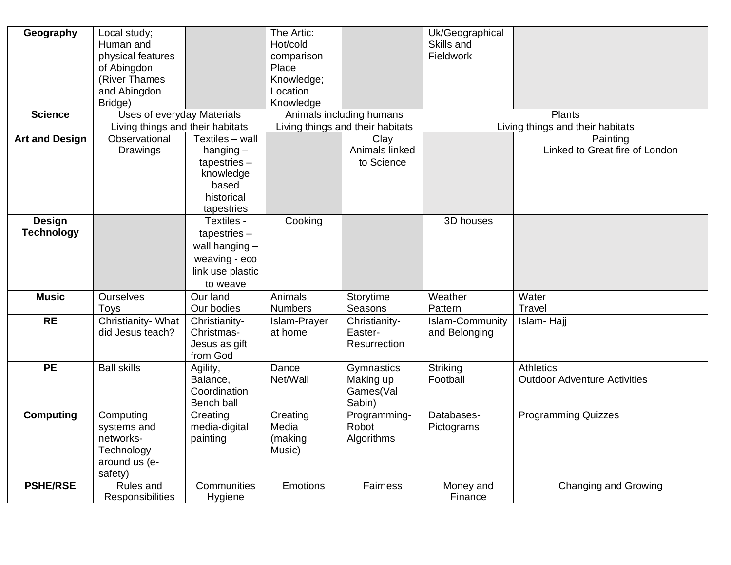| Geography | Local study; Human and physical features of Abingdon (River Thames and Abingdon Bridge) | | The Artic: Hot/cold comparison Place Knowledge; Location Knowledge | | Uk/Geographical Skills and Fieldwork | |
|---|---|---|---|---|---|---|
| **Science** | Uses of everyday Materials Living things and their habitats | | Animals including humans Living things and their habitats | | Plants Living things and their habitats | |
| **Art and Design** | Observational Drawings | Textiles – wall hanging – tapestries – knowledge based historical tapestries | | Clay Animals linked to Science | | Painting Linked to Great fire of London |
| **Design Technology** | | Textiles - tapestries – wall hanging – weaving - eco link use plastic to weave | Cooking | | 3D houses | |
| **Music** | Ourselves Toys | Our land Our bodies | Animals Numbers | Storytime Seasons | Weather Pattern | Water Travel |
| **RE** | Christianity- What did Jesus teach? | Christianity- Christmas- Jesus as gift from God | Islam-Prayer at home | Christianity- Easter- Resurrection | Islam-Community and Belonging | Islam- Hajj |
| **PE** | Ball skills | Agility, Balance, Coordination Bench ball | Dance Net/Wall | Gymnastics Making up Games(Val Sabin) | Striking Football | Athletics Outdoor Adventure Activities |
| **Computing** | Computing systems and networks- Technology around us (e-safety) | Creating media-digital painting | Creating Media (making Music) | Programming- Robot Algorithms | Databases- Pictograms | Programming Quizzes |
| **PSHE/RSE** | Rules and Responsibilities | Communities Hygiene | Emotions | Fairness | Money and Finance | Changing and Growing |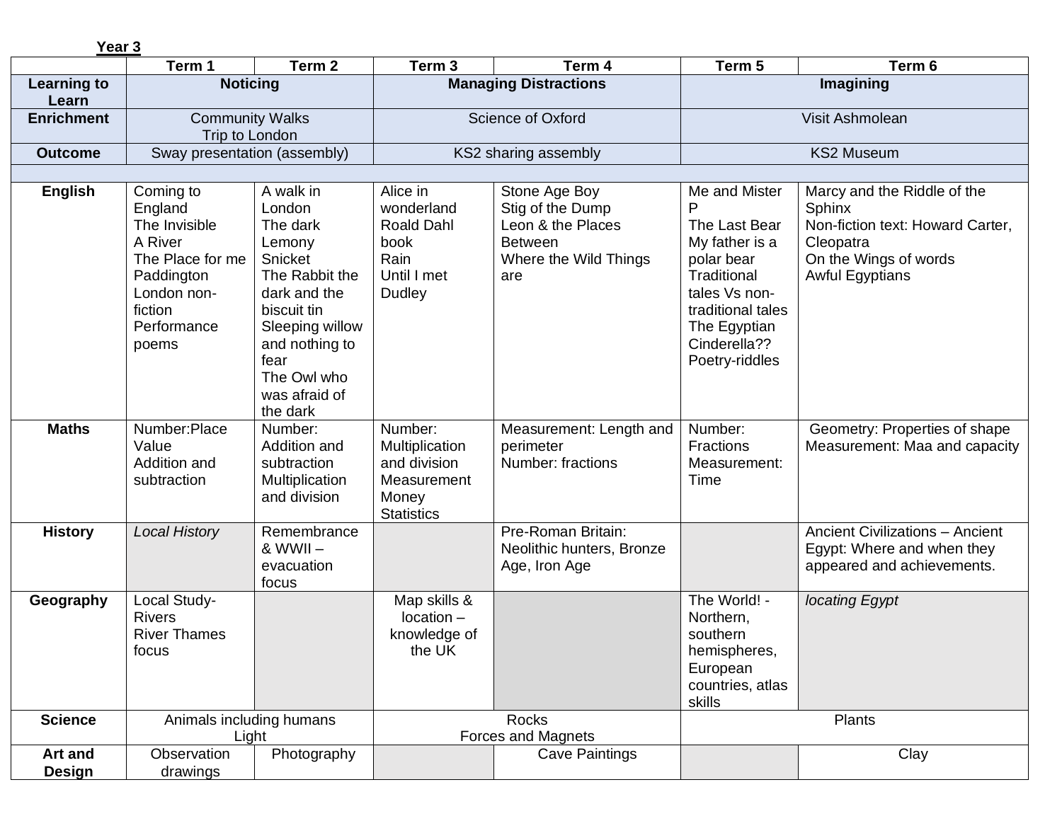**Year 3**

| | Term 1 | Term 2 | Term 3 | Term 4 | Term 5 | Term 6 |
|---|---|---|---|---|---|---|
| **Learning to Learn** | **Noticing** | | **Managing Distractions** | | **Imagining** | |
| **Enrichment** | Community Walks<br>Trip to London | | Science of Oxford | | Visit Ashmolean | |
| **Outcome** | Sway presentation (assembly) | | KS2 sharing assembly | | KS2 Museum | |
| | | | | | | |
| **English** | Coming to England<br>The Invisible<br>A River<br>The Place for me<br>Paddington<br>London non-fiction<br>Performance poems | A walk in London<br>The dark Lemony Snicket<br>The Rabbit the dark and the biscuit tin<br>Sleeping willow and nothing to fear<br>The Owl who was afraid of the dark | Alice in wonderland<br>Roald Dahl book<br>Rain<br>Until I met Dudley | Stone Age Boy<br>Stig of the Dump<br>Leon & the Places Between<br>Where the Wild Things are | Me and Mister P<br>The Last Bear<br>My father is a polar bear<br>Traditional tales Vs non-traditional tales<br>The Egyptian Cinderella??<br>Poetry-riddles | Marcy and the Riddle of the Sphinx<br>Non-fiction text: Howard Carter, Cleopatra<br>On the Wings of words<br>Awful Egyptians |
| **Maths** | Number:Place Value<br>Addition and subtraction | Number: Addition and subtraction<br>Multiplication and division | Number: Multiplication and division<br>Measurement<br>Money<br>Statistics | Measurement: Length and perimeter<br>Number: fractions | Number: Fractions<br>Measurement: Time | Geometry: Properties of shape<br>Measurement: Maa and capacity |
| **History** | *Local History* | Remembrance & WWII – evacuation focus | | Pre-Roman Britain: Neolithic hunters, Bronze Age, Iron Age | | Ancient Civilizations – Ancient Egypt: Where and when they appeared and achievements. |
| **Geography** | Local Study- Rivers<br>River Thames focus | | Map skills & location – knowledge of the UK | | The World! - Northern, southern hemispheres, European countries, atlas skills | *locating Egypt* |
| **Science** | Animals including humans<br>Light | | Rocks<br>Forces and Magnets | | Plants | |
| **Art and Design** | Observation drawings | Photography | | Cave Paintings | | Clay |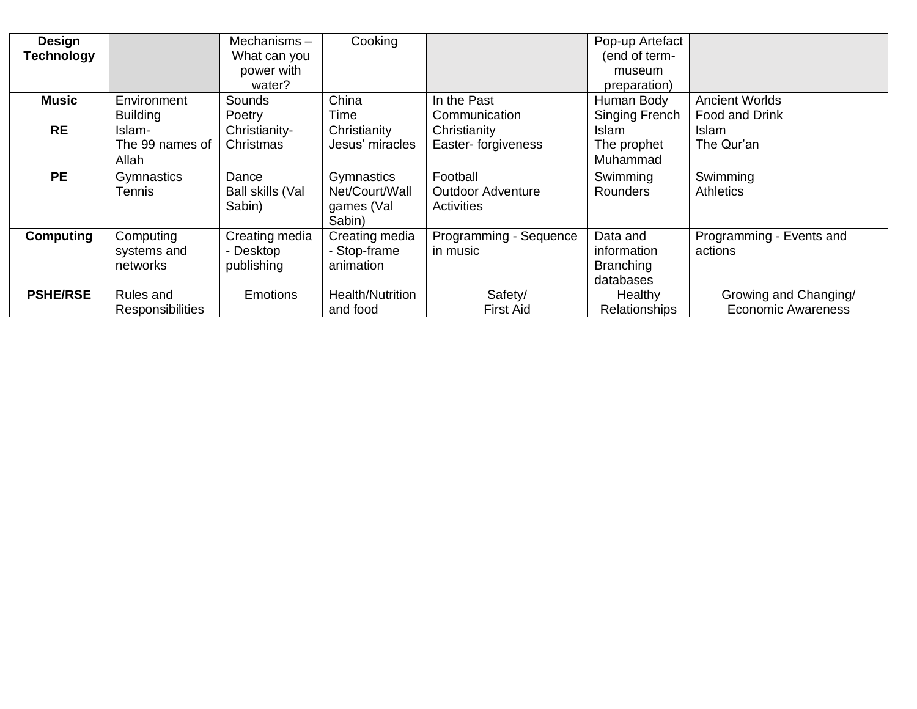| Design Technology | | Mechanisms – What can you power with water? | Cooking | | Pop-up Artefact (end of term- museum preparation) | |
|---|---|---|---|---|---|---|
| **Music** | Environment<br>Building | Sounds<br>Poetry | China<br>Time | In the Past<br>Communication | Human Body<br>Singing French | Ancient Worlds<br>Food and Drink |
| **RE** | Islam-<br>The 99 names of Allah | Christianity-<br>Christmas | Christianity<br>Jesus' miracles | Christianity<br>Easter- forgiveness | Islam<br>The prophet Muhammad | Islam<br>The Qur'an |
| **PE** | Gymnastics<br>Tennis | Dance<br>Ball skills (Val Sabin) | Gymnastics<br>Net/Court/Wall games (Val Sabin) | Football<br>Outdoor Adventure Activities | Swimming<br>Rounders | Swimming<br>Athletics |
| **Computing** | Computing systems and networks | Creating media - Desktop publishing | Creating media - Stop-frame animation | Programming - Sequence in music | Data and information Branching databases | Programming - Events and actions |
| **PSHE/RSE** | Rules and Responsibilities | Emotions | Health/Nutrition and food | Safety/<br>First Aid | Healthy Relationships | Growing and Changing/<br>Economic Awareness |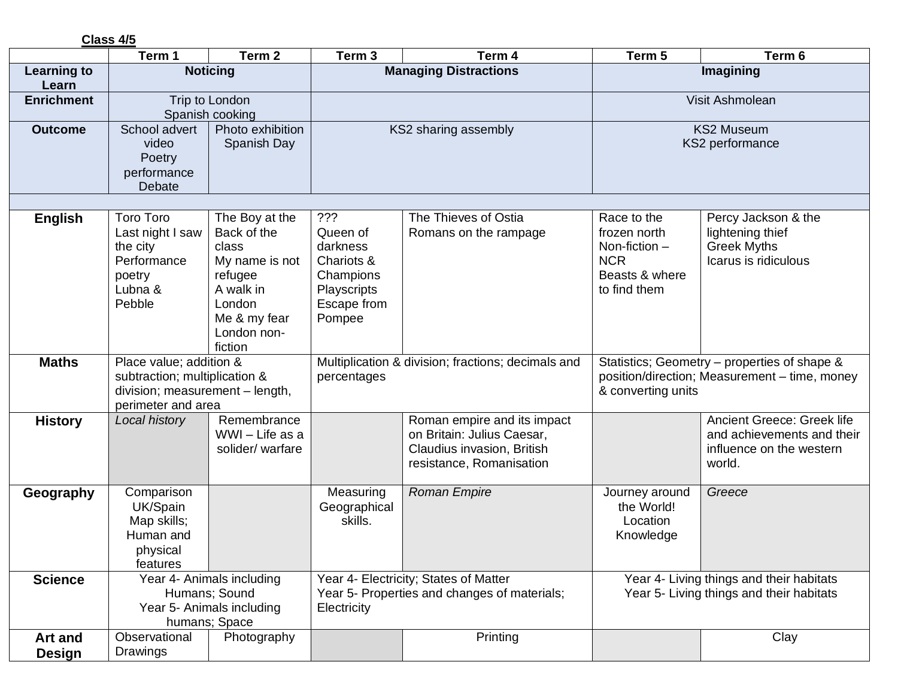**Class 4/5**

| | Term 1 | Term 2 | Term 3 | Term 4 | Term 5 | Term 6 |
|---|---|---|---|---|---|---|
| **Learning to Learn** | **Noticing** | | **Managing Distractions** | | **Imagining** | |
| **Enrichment** | Trip to London<br>Spanish cooking | | | | Visit Ashmolean | |
| **Outcome** | School advert video<br>Poetry performance<br>Debate | Photo exhibition<br>Spanish Day | KS2 sharing assembly | | KS2 Museum<br>KS2 performance | |
| | | | | | | |
| **English** | Toro Toro<br>Last night I saw the city<br>Performance poetry<br>Lubna & Pebble | The Boy at the Back of the class<br>My name is not refugee<br>A walk in London<br>Me & my fear<br>London non-fiction | ???<br>Queen of darkness<br>Chariots & Champions<br>Playscripts<br>Escape from Pompee | The Thieves of Ostia<br>Romans on the rampage | Race to the frozen north<br>Non-fiction – NCR<br>Beasts & where to find them | Percy Jackson & the lightening thief<br>Greek Myths<br>Icarus is ridiculous |
| **Maths** | Place value; addition & subtraction; multiplication & division; measurement – length, perimeter and area | | Multiplication & division; fractions; decimals and percentages | | Statistics; Geometry – properties of shape & position/direction; Measurement – time, money & converting units | |
| **History** | *Local history* | Remembrance<br>WWI – Life as a solider/ warfare | | Roman empire and its impact on Britain: Julius Caesar, Claudius invasion, British resistance, Romanisation | | Ancient Greece: Greek life and achievements and their influence on the western world. |
| **Geography** | Comparison UK/Spain<br>Map skills;<br>Human and physical features | | Measuring Geographical skills. | *Roman Empire* | Journey around the World!<br>Location Knowledge | *Greece* |
| **Science** | Year 4- Animals including Humans; Sound<br>Year 5- Animals including humans; Space | | Year 4- Electricity; States of Matter<br>Year 5- Properties and changes of materials; Electricity | | Year 4- Living things and their habitats<br>Year 5- Living things and their habitats | |
| **Art and Design** | Observational Drawings | Photography | | Printing | | Clay |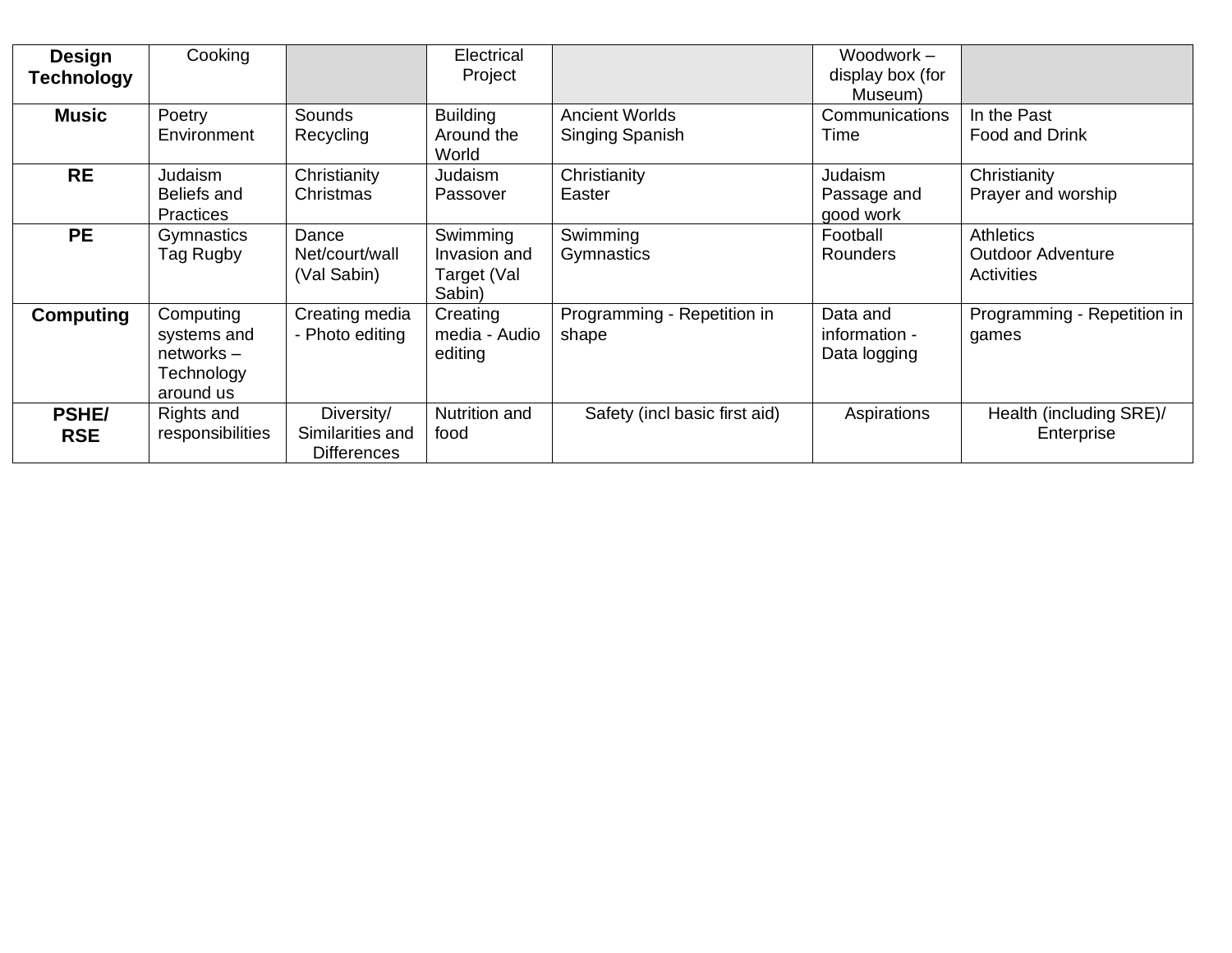| **Design Technology** | Cooking | | Electrical Project | | Woodwork – display box (for Museum) | |
|---|---|---|---|---|---|---|
| **Music** | Poetry<br>Environment | Sounds<br>Recycling | Building Around the World | Ancient Worlds<br>Singing Spanish | Communications<br>Time | In the Past<br>Food and Drink |
| **RE** | Judaism<br>Beliefs and Practices | Christianity<br>Christmas | Judaism<br>Passover | Christianity<br>Easter | Judaism<br>Passage and good work | Christianity<br>Prayer and worship |
| **PE** | Gymnastics<br>Tag Rugby | Dance<br>Net/court/wall (Val Sabin) | Swimming<br>Invasion and Target (Val Sabin) | Swimming<br>Gymnastics | Football<br>Rounders | Athletics<br>Outdoor Adventure Activities |
| **Computing** | Computing systems and networks – Technology around us | Creating media - Photo editing | Creating media - Audio editing | Programming - Repetition in shape | Data and information - Data logging | Programming - Repetition in games |
| **PSHE/ RSE** | Rights and responsibilities | Diversity/ Similarities and Differences | Nutrition and food | Safety (incl basic first aid) | Aspirations | Health (including SRE)/ Enterprise |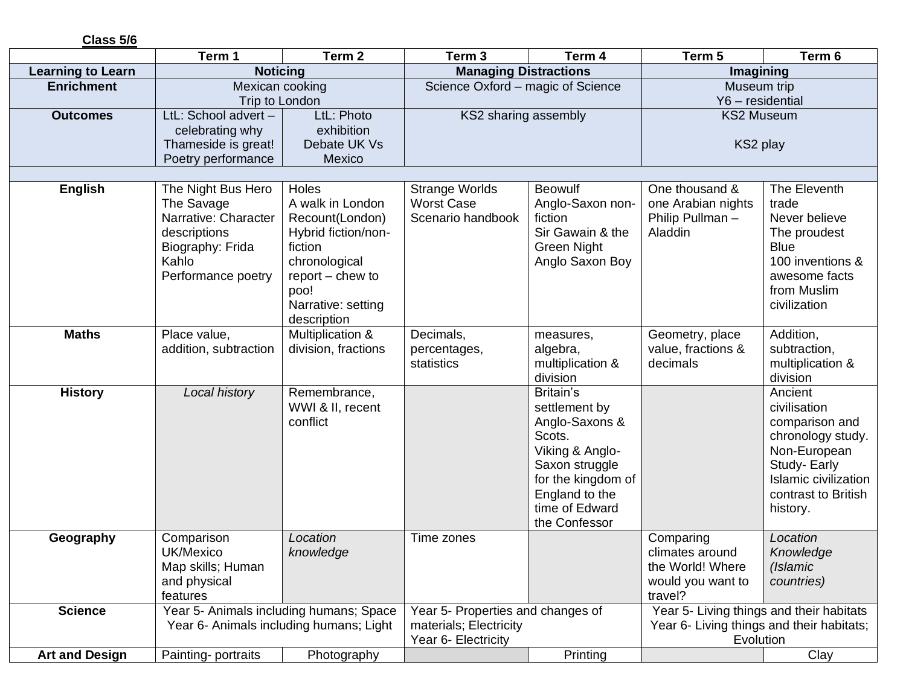**Class 5/6**

| | Term 1 | Term 2 | Term 3 | Term 4 | Term 5 | Term 6 |
|---|---|---|---|---|---|---|
| **Learning to Learn** | **Noticing** | | **Managing Distractions** | | **Imagining** | |
| **Enrichment** | Mexican cooking<br>Trip to London | | Science Oxford – magic of Science | | Museum trip<br>Y6 – residential | |
| **Outcomes** | LtL: School advert – celebrating why Thameside is great!<br>Poetry performance | LtL: Photo exhibition<br>Debate UK Vs Mexico | KS2 sharing assembly | | KS2 Museum<br><br>KS2 play | |
| | | | | | | |
| **English** | The Night Bus Hero<br>The Savage<br>Narrative: Character descriptions<br>Biography: Frida Kahlo<br>Performance poetry | Holes<br>A walk in London<br>Recount(London)<br>Hybrid fiction/non-fiction<br>chronological report – chew to poo!<br>Narrative: setting description | Strange Worlds<br>Worst Case Scenario handbook | Beowulf<br>Anglo-Saxon non-fiction<br>Sir Gawain & the Green Night<br>Anglo Saxon Boy | One thousand & one Arabian nights<br>Philip Pullman – Aladdin | The Eleventh trade<br>Never believe<br>The proudest Blue<br>100 inventions & awesome facts from Muslim civilization |
| **Maths** | Place value, addition, subtraction | Multiplication & division, fractions | Decimals, percentages, statistics | measures, algebra, multiplication & division | Geometry, place value, fractions & decimals | Addition, subtraction, multiplication & division |
| **History** | *Local history* | Remembrance, WWI & II, recent conflict | | Britain's settlement by Anglo-Saxons & Scots.<br>Viking & Anglo-Saxon struggle for the kingdom of England to the time of Edward the Confessor | | Ancient civilisation comparison and chronology study.<br>Non-European Study- Early Islamic civilization contrast to British history. |
| **Geography** | Comparison UK/Mexico<br>Map skills; Human and physical features | *Location knowledge* | Time zones | | Comparing climates around the World! Where would you want to travel? | *Location Knowledge (Islamic countries)* |
| **Science** | Year 5- Animals including humans; Space<br>Year 6- Animals including humans; Light | | Year 5- Properties and changes of materials; Electricity<br>Year 6- Electricity | | Year 5- Living things and their habitats<br>Year 6- Living things and their habitats; Evolution | |
| **Art and Design** | Painting- portraits | Photography | | Printing | | Clay |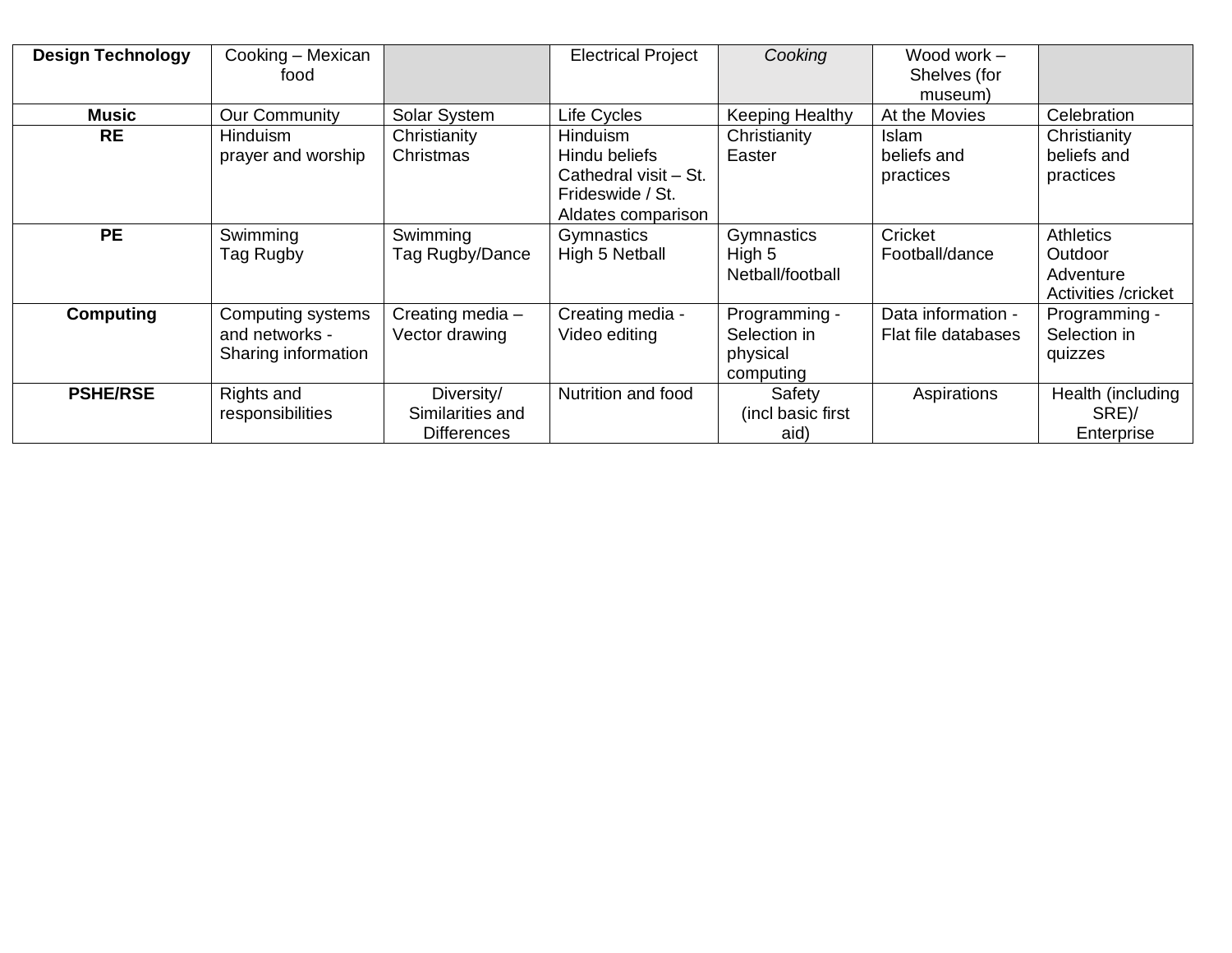| | | | | | | |
|---|---|---|---|---|---|---|
| **Design Technology** | Cooking – Mexican food | | Electrical Project | *Cooking* | Wood work – Shelves (for museum) | |
| **Music** | Our Community | Solar System | Life Cycles | Keeping Healthy | At the Movies | Celebration |
| **RE** | Hinduism<br>prayer and worship | Christianity<br>Christmas | Hinduism<br>Hindu beliefs<br>Cathedral visit – St. Frideswide / St. Aldates comparison | Christianity<br>Easter | Islam<br>beliefs and practices | Christianity<br>beliefs and practices |
| **PE** | Swimming<br>Tag Rugby | Swimming<br>Tag Rugby/Dance | Gymnastics<br>High 5 Netball | Gymnastics<br>High 5 Netball/football | Cricket<br>Football/dance | Athletics<br>Outdoor Adventure Activities /cricket |
| **Computing** | Computing systems and networks - Sharing information | Creating media – Vector drawing | Creating media - Video editing | Programming - Selection in physical computing | Data information - Flat file databases | Programming - Selection in quizzes |
| **PSHE/RSE** | Rights and responsibilities | Diversity/ Similarities and Differences | Nutrition and food | Safety (incl basic first aid) | Aspirations | Health (including SRE)/ Enterprise |